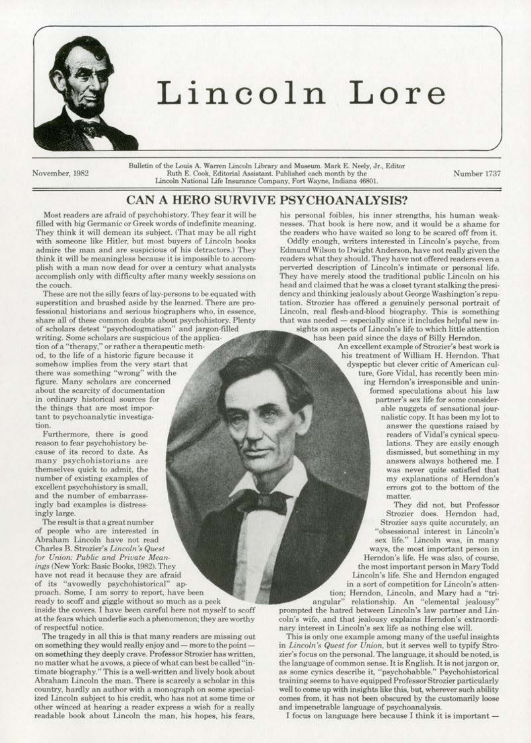# Lincoln Lore

November, 1982

Bulletin of the Louis A. Warren Lincoln Library and Museum. Mark E. Neely, Jr., Editor
Ruth E. Cook, Editorial Assistant. Published each month by the
Lincoln National Life Insurance Company, Fort Wayne, Indiana 46801.

Number 1737

## CAN A HERO SURVIVE PSYCHOANALYSIS?

Most readers are afraid of psychohistory. They fear it will be filled with big Germanic or Greek words of indefinite meaning. They think it will demean its subject. (That may be all right with someone like Hitler, but most buyers of Lincoln books admire the man and are suspicious of his detractors.) They think it will be meaningless because it is impossible to accomplish with a man now dead for over a century what analysts accomplish only with difficulty after many weekly sessions on the couch.

These are not the silly fears of lay-persons to be equated with superstition and brushed aside by the learned. There are professional historians and serious biographers who, in essence, share all of these common doubts about psychohistory. Plenty of scholars detest "psychodogmatism" and jargon-filled writing. Some scholars are suspicious of the application of a "therapy," or rather a therapeutic method, to the life of a historic figure because it somehow implies from the very start that there was something "wrong" with the figure. Many scholars are concerned about the scarcity of documentation in ordinary historical sources for the things that are most important to psychoanalytic investigation.

Furthermore, there is good reason to fear psychohistory because of its record to date. As many psychohistorians are themselves quick to admit, the number of existing examples of excellent psychohistory is small, and the number of embarrassingly bad examples is distressingly large.

The result is that a great number of people who are interested in Abraham Lincoln have not read Charles B. Strozier's *Lincoln's Quest for Union: Public and Private Meanings* (New York: Basic Books, 1982). They have not read it because they are afraid of its "avowedly psychohistorical" approach. Some, I am sorry to report, have been ready to scoff and giggle without so much as a peek inside the covers. I have been careful here not myself to scoff at the fears which underlie such a phenomenon; they are worthy of respectful notice.

The tragedy in all this is that many readers are missing out on something they would really enjoy and — more to the point — on something they deeply crave. Professor Strozier has written, no matter what he avows, a piece of what can best be called "intimate biography." This is a well-written and lively book about Abraham Lincoln the man. There is scarcely a scholar in this country, hardly an author with a monograph on some specialized Lincoln subject to his credit, who has not at some time or other winced at hearing a reader express a wish for a really readable book about Lincoln the man, his hopes, his fears, his personal foibles, his inner strengths, his human weaknesses. That book is here now, and it would be a shame for the readers who have waited so long to be scared off from it.

Oddly enough, writers interested in Lincoln's psyche, from Edmund Wilson to Dwight Anderson, have not really given the readers what they should. They have not offered readers even a perverted description of Lincoln's intimate or personal life. They have merely stood the traditional public Lincoln on his head and claimed that he was a closet tyrant stalking the presidency and thinking jealously about George Washington's reputation. Strozier has offered a genuinely personal portrait of Lincoln, real flesh-and-blood biography. This is something that was needed — especially since it includes helpful new insights on aspects of Lincoln's life to which little attention has been paid since the days of Billy Herndon.

An excellent example of Strozier's best work is his treatment of William H. Herndon. That dyspeptic but clever critic of American culture, Gore Vidal, has recently been mining Herndon's irresponsible and uninformed speculations about his law partner's sex life for some considerable nuggets of sensational journalistic copy. It has been my lot to answer the questions raised by readers of Vidal's cynical speculations. They are easily enough dismissed, but something in my answers always bothered me. I was never quite satisfied that my explanations of Herndon's errors got to the bottom of the matter.

They did not, but Professor Strozier does. Herndon had, Strozier says quite accurately, an "obsessional interest in Lincoln's sex life." Lincoln was, in many ways, the most important person in Herndon's life. He was also, of course, the most important person in Mary Todd Lincoln's life. She and Herndon engaged in a sort of competition for Lincoln's attention; Herndon, Lincoln, and Mary had a "triangular" relationship. An "elemental jealousy" prompted the hatred between Lincoln's law partner and Lincoln's wife, and that jealousy explains Herndon's extraordinary interest in Lincoln's sex life as nothing else will.

This is only one example among many of the useful insights in *Lincoln's Quest for Union*, but it serves well to typify Strozier's focus on the personal. The language, it should be noted, is the language of common sense. It is English. It is not jargon or, as some cynics describe it, "psychobabble." Psychohistorical training seems to have equipped Professor Strozier particularly well to come up with insights like this, but, wherever such ability comes from, it has not been obscured by the customarily loose and impenetrable language of psychoanalysis.

I focus on language here because I think it is important —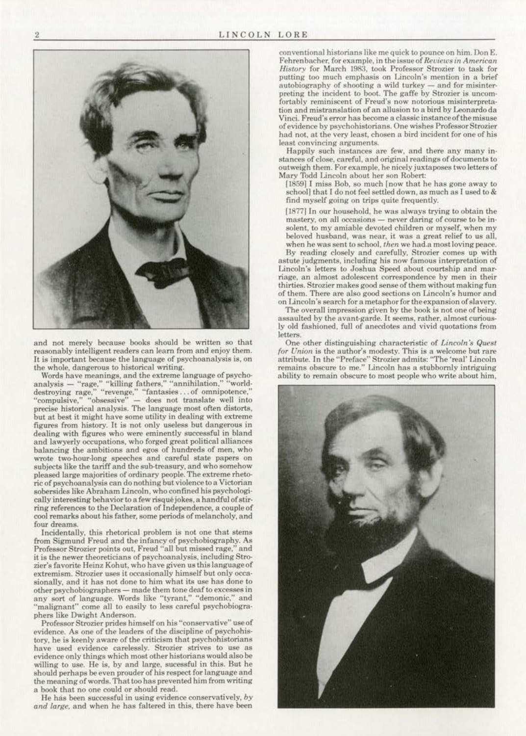and not merely because books should be written so that reasonably intelligent readers can learn from and enjoy them. It is important because the language of psychoanalysis is, on the whole, dangerous to historical writing.

Words have meanings, and the extreme language of psychoanalysis — "rage," "killing fathers," "annihilation," "world-destroying rage," "revenge," "fantasies . . . of omnipotence," "compulsive," "obsessive" — does not translate well into precise historical analysis. The language most often distorts, but at best it might have some utility in dealing with extreme figures from history. It is not only useless but dangerous in dealing with figures who were eminently successful in bland and lawyerly occupations, who forged great political alliances balancing the ambitions and egos of hundreds of men, who wrote two-hour-long speeches and careful state papers on subjects like the tariff and the sub-treasury, and who somehow pleased large majorities of ordinary people. The extreme rhetoric of psychoanalysis can do nothing but violence to a Victorian sobersides like Abraham Lincoln, who confined his psychologically interesting behavior to a few risqué jokes, a handful of stirring references to the Declaration of Independence, a couple of cool remarks about his father, some periods of melancholy, and four dreams.

Incidentally, this rhetorical problem is not one that stems from Sigmund Freud and the infancy of psychobiography. As Professor Strozier points out, Freud "all but missed rage," and it is the newer theoreticians of psychoanalysis, including Strozier's favorite Heinz Kohut, who have given us this language of extremism. Strozier uses it occasionally himself but only occasionally, and it has not done to him what its use has done to other psychobiographers — made them tone deaf to excesses in any sort of language. Words like "tyrant," "demonic," and "malignant" come all to easily to less careful psychobiographers like Dwight Anderson.

Professor Strozier prides himself on his "conservative" use of evidence. As one of the leaders of the discipline of psychohistory, he is keenly aware of the criticism that psychohistorians have used evidence carelessly. Strozier strives to use as evidence only things which most other historians would also be willing to use. He is, by and large, sucessful in this. But he should perhaps be even prouder of his respect for language and the meaning of words. That too has prevented him from writing a book that no one could or should read.

He has been successful in using evidence conservatively, *by and large,* and when he has faltered in this, there have been conventional historians like me quick to pounce on him. Don E. Fehrenbacher, for example, in the issue of *Reviews in American History* for March 1983, took Professor Strozier to task for putting too much emphasis on Lincoln's mention in a brief autobiography of shooting a wild turkey — and for misinterpreting the incident to boot. The gaffe by Strozier is uncomfortably reminiscent of Freud's now notorious misinterpretation and mistranslation of an allusion to a bird by Leonardo da Vinci. Freud's error has become a classic instance of the misuse of evidence by psychohistorians. One wishes Professor Strozier had not, at the very least, chosen a bird incident for one of his least convincing arguments.

Happily such instances are few, and there any many instances of close, careful, and original readings of documents to outweigh them. For example, he nicely juxtaposes two letters of Mary Todd Lincoln about her son Robert:

> [1859] I miss Bob, so much [now that he has gone away to school] that I do not feel settled down, as much as I used to & find myself going on trips quite frequently.
>
> [1877] In our household, he was always trying to obtain the mastery, on all occasions — never daring of course to be insolent, to my amiable devoted children or myself, when my beloved husband, was near, it was a great relief to us all, when he was sent to school, *then* we had a most loving peace.

By reading closely and carefully, Strozier comes up with astute judgments, including his now famous interpretation of Lincoln's letters to Joshua Speed about courtship and marriage, an almost adolescent correspondence by men in their thirties. Strozier makes good sense of them without making fun of them. There are also good sections on Lincoln's humor and on Lincoln's search for a metaphor for the expansion of slavery.

The overall impression given by the book is not one of being assaulted by the avant-garde. It seems, rather, almost curiously old fashioned, full of anecdotes and vivid quotations from letters.

One other distinguishing characteristic of *Lincoln's Quest for Union* is the author's modesty. This is a welcome but rare attribute. In the "Preface" Strozier admits: "The 'real' Lincoln remains obscure to me." Lincoln has a stubbornly intriguing ability to remain obscure to most people who write about him,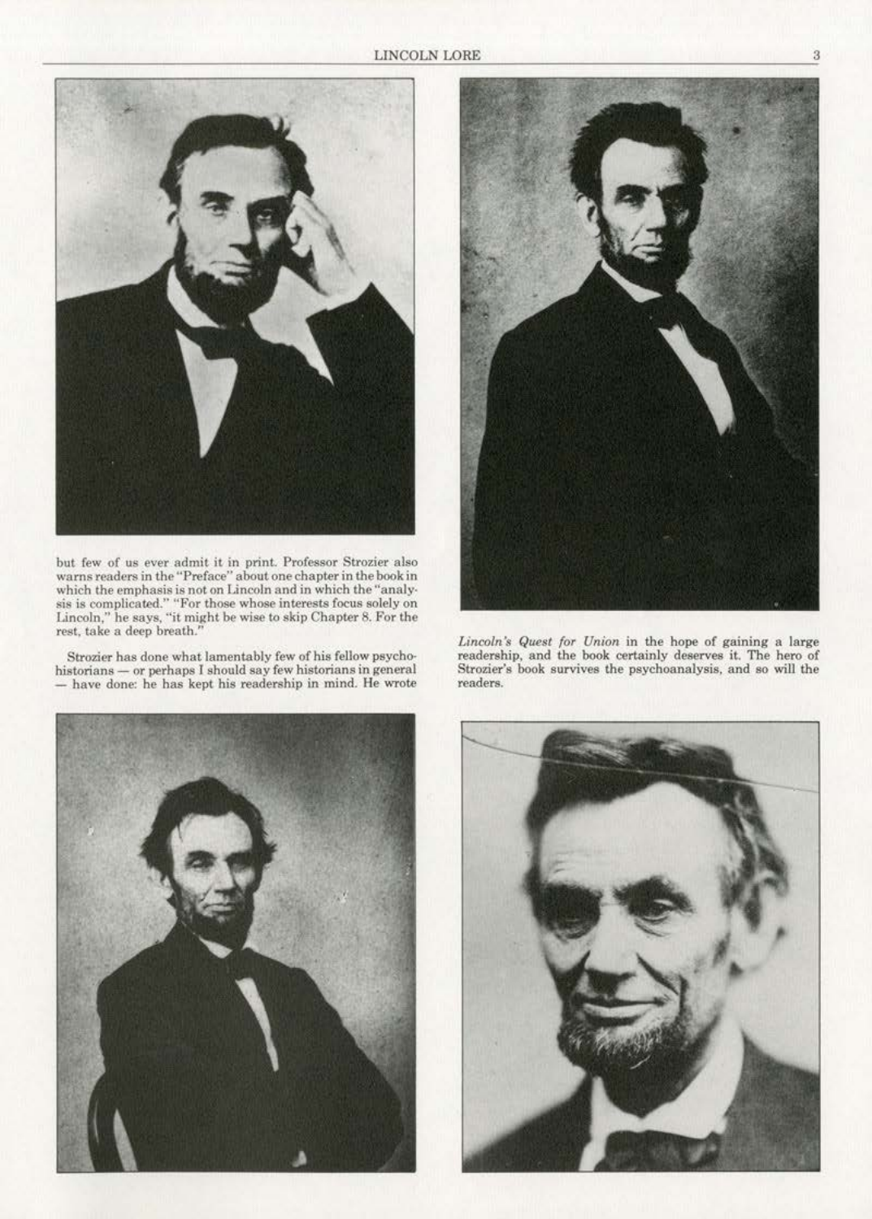but few of us ever admit it in print. Professor Strozier also warns readers in the "Preface" about one chapter in the book in which the emphasis is not on Lincoln and in which the "analysis is complicated." "For those whose interests focus solely on Lincoln," he says, "it might be wise to skip Chapter 8. For the rest, take a deep breath."

Strozier has done what lamentably few of his fellow psychohistorians — or perhaps I should say few historians in general — have done: he has kept his readership in mind. He wrote *Lincoln's Quest for Union* in the hope of gaining a large readership, and the book certainly deserves it. The hero of Strozier's book survives the psychoanalysis, and so will the readers.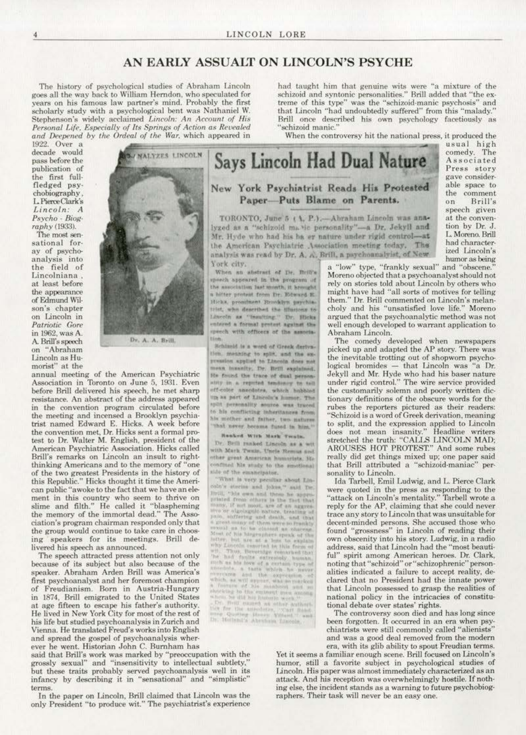## AN EARLY ASSUALT ON LINCOLN'S PSYCHE

The history of psychological studies of Abraham Lincoln goes all the way back to William Herndon, who speculated for years on his famous law partner's mind. Probably the first scholarly study with a psychological bent was Nathaniel W. Stephenson's widely acclaimed *Lincoln: An Account of His Personal Life, Especially of Its Springs of Action as Revealed and Deepened by the Ordeal of the War*, which appeared in 1922. Over a decade would pass before the publication of the first full-fledged psychobiography, L. Pierce Clark's *Lincoln: A Psycho-Biography* (1933).

The most sensational foray of psychoanalysis into the field of Lincolniana, at least before the appearance of Edmund Wilson's chapter on Lincoln in *Patriotic Gore* in 1962, was A. A. Brill's speech on "Abraham Lincoln as Humorist" at the annual meeting of the American Psychiatric Association in Toronto on June 5, 1931. Even before Brill delivered his speech, he met sharp resistance. An abstract of the address appeared in the convention program circulated before the meeting and incensed a Brooklyn psychiatrist named Edward E. Hicks. A week before the convention met, Dr. Hicks sent a formal protest to Dr. Walter M. English, president of the American Psychiatric Association. Hicks called Brill's remarks on Lincoln an insult to right-thinking Americans and to the memory of "one of the two greatest Presidents in the history of this Republic." Hicks thought it time the American public "awoke to the fact that we have an element in this country who seem to thrive on slime and filth." He called it "blaspheming the memory of the immortal dead." The Association's program chairman responded only that the group would continue to take care in choosing speakers for its meetings. Brill delivered his speech as announced.

The speech attracted press attention not only because of its subject but also because of the speaker. Abraham Arden Brill was America's first psychoanalyst and her foremost champion of Freudianism. Born in Austria-Hungary in 1874, Brill emigrated to the United States at age fifteen to escape his father's authority. He lived in New York City for most of the rest of his life but studied psychoanalysis in Zurich and Vienna. He translated Freud's works into English and spread the gospel of psychoanalysis wherever he went. Historian John C. Burnham has said that Brill's work was marked by "preoccupation with the grossly sexual" and "insensitivity to intellectual subtlety," but these traits probably served psychoanalysis well in its infancy by describing it in "sensational" and "simplistic" terms.

In the paper on Lincoln, Brill claimed that Lincoln was the only President "to produce wit." The psychiatrist's experience had taught him that genuine wits were "a mixture of the schizoid and syntonic personalities." Brill added that "the extreme of this type" was the "schizoid-manic psychosis" and that Lincoln "had undoubtedly suffered" from this "malady." Brill once described his own psychology facetiously as "schizoid manic."

When the controversy hit the national press, it produced the usual high comedy. The Associated Press story gave considerable space to the comment on Brill's speech given at the convention by Dr. J. L. Moreno. Brill had characterized Lincoln's humor as being a "low" type, "frankly sexual" and "obscene." Moreno objected that a psychoanalyst should not rely on stories told about Lincoln by others who might have had "all sorts of motives for telling them." Dr. Brill commented on Lincoln's melancholy and his "unsatisfied love life." Moreno argued that the psychoanalytic method was not well enough developed to warrant application to Abraham Lincoln.

The comedy developed when newspapers picked up and adapted the AP story. There was the inevitable trotting out of shopworn psychological bromides — that Lincoln was "a Dr. Jekyll and Mr. Hyde who had his baser nature under rigid control." The wire service provided the customarily solemn and poorly written dictionary definitions of the obscure words for the rubes the reporters pictured as their readers: "Schizoid is a word of Greek derivation, meaning to split, and the expression applied to Lincoln does not mean insanity." Headline writers stretched the truth: "CALLS LINCOLN MAD; AROUSES HOT PROTEST." And some rubes really did get things mixed up; one paper said that Brill attributed a "schizoid-maniac" personality to Lincoln.

Ida Tarbell, Emil Ludwig, and L. Pierce Clark were quoted in the press as responding to the "attack on Lincoln's mentality." Tarbell wrote a reply for the AP, claiming that she could never trace any story to Lincoln that was unsuitable for decent-minded persons. She accused those who found "grossness" in Lincoln of reading their own obscenity into his story. Ludwig, in a radio address, said that Lincoln had the "most beautiful" spirit among American heroes. Dr. Clark, noting that "schizoid" or "schizophrenic" personalities indicated a failure to accept reality, declared that no President had the innate power that Lincoln possessed to grasp the realities of national policy in the intricacies of constitutional debate over states' rights.

The controversy soon died and has long since been forgotten. It occurred in an era when psychiatrists were still commonly called "alienists" and was a good deal removed from the modern era, with its glib ability to spout Freudian terms. Yet it seems a familiar enough scene. Brill focused on Lincoln's humor, still a favorite subject in psychological studies of Lincoln. His paper was almost immediately characterized as an attack. And his reception was overwhelmingly hostile. If nothing else, the incident stands as a warning to future psychobiographers. Their task will never be an easy one.

---

ANALYZES LINCOLN

Dr. A. A. Brill.

### Says Lincoln Had Dual Nature

**New York Psychiatrist Reads His Protested Paper—Puts Blame on Parents.**

TORONTO, June 5 (A. P.).—Abraham Lincoln was analyzed as a "schizoid manic personality"—a Dr. Jekyll and Mr. Hyde who had his baser nature under rigid control—at the American Psychiatric Association meeting today. The analysis was read by Dr. A. A. Brill, a psychoanalyst, of New York city.

When an abstract of Dr. Brill's speech appeared in the program of the association last month, it brought a bitter protest from Dr. Edward E. Hicks, prominent Brooklyn psychiatrist, who described the illusions to Lincoln as "insulting." Dr. Hicks entered a formal protest against the speech with officers of the association.

Schizoid is a word of Greek derivation, meaning to split, and the expression applied to Lincoln does not mean insanity, Dr. Brill explained. He found the trace of dual personality in a reputed tendency to tell off-color anecdotes, which bubbled up as part of Lincoln's humor. The split personality source was traced to his conflicting inheritances from his mother and father, two natures "that never became fused in him."

**Ranked With Mark Twain.**

Dr. Brill ranked Lincoln as a wit with Mark Twain, Uncle Remus and other great American humorists. He confined his study to the emotional side of the emancipator.

"What is very peculiar about Lincoln's stories and jokes," said Dr. Brill, "his own and those he appropriated from others is the fact that many, if not most, are of an aggressive or algolagnic nature, treating of pain, suffering and death, and that a great many of them were so frankly sexual as to be classed as obscene. Most of his biographers speak of the latter, but are at a loss to explain why Lincoln resorted to this form of wit. Thus, Beveridge remarked that 'he had faults extremely human, such as his love of a certain type of anecdote, a taste which he never overcame and the expression of which, as will appear, was so marked a feature of his manhood and so shocking to the eminent men among whom he did his historic work.'"

Dr. Brill named as other authorities for the anecdotes "Carl Sandburg," ... Quoting Henry Villard ... and Dr. Holland's Abraham Lincoln.